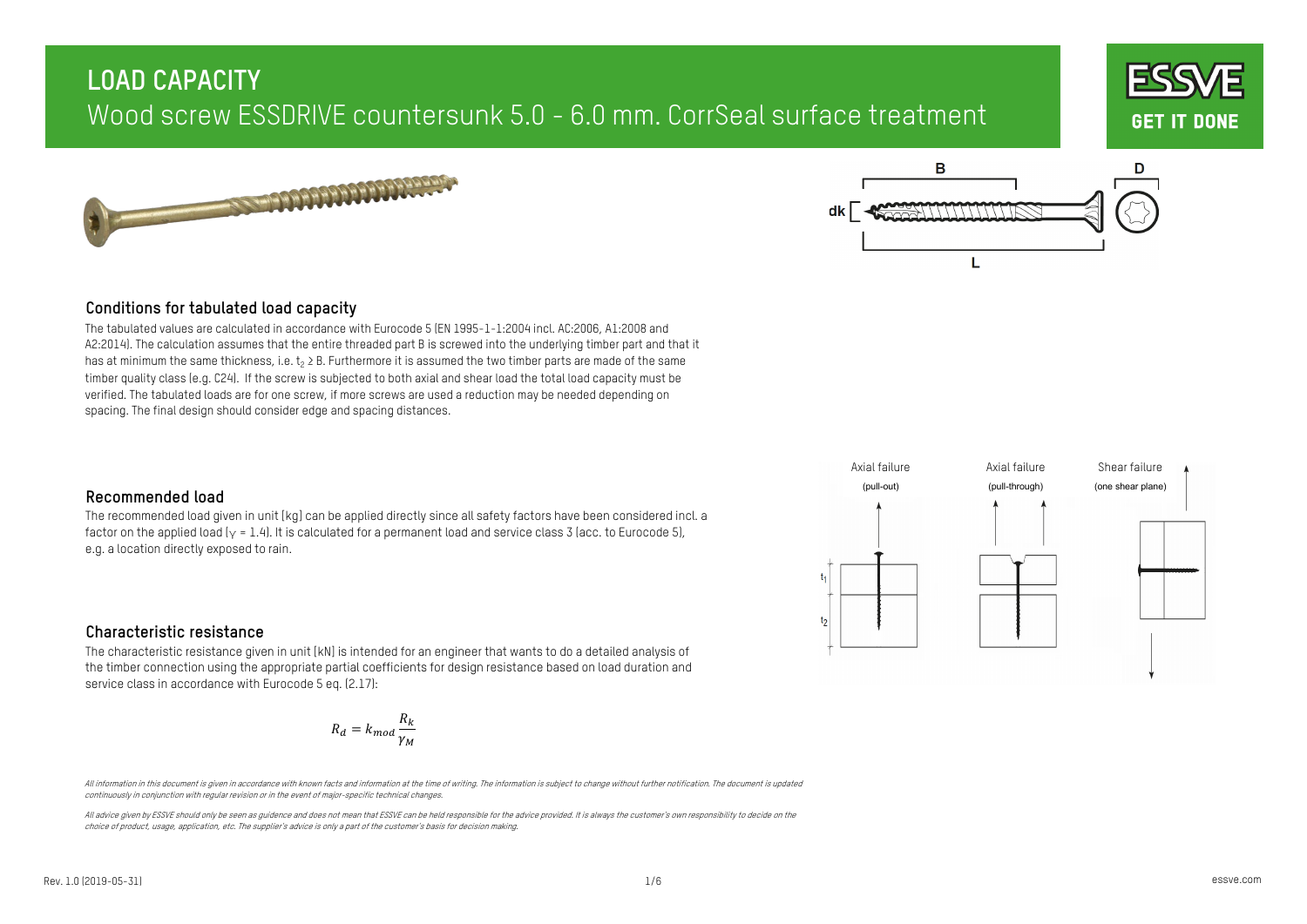# LOAD CAPACITY

Wood screw ESSDRIVE countersunk 5.0 - 6.0 mm. CorrSeal surface treatment

## Conditions for tabulated load capacity

The tabulated values are calculated in accordance with Eurocode 5 (EN 1995-1-1:2004 incl. AC:2006, A1:2008 and A2:2014). The calculation assumes that the entire threaded part B is screwed into the underlying timber part and that it has at minimum the same thickness, i.e. $t_2 \geq B$. Furthermore it is assumed the two timber parts are made of the same timber quality class (e.g. C24). If the screw is subjected to both axial and shear load the total load capacity must be verified. The tabulated loads are for one screw, if more screws are used a reduction may be needed depending on spacing. The final design should consider edge and spacing distances.

## Recommended load

The recommended load given in unit [kg] can be applied directly since all safety factors have been considered incl. a factor on the applied load ($\gamma = 1.4$). It is calculated for a permanent load and service class 3 (acc. to Eurocode 5), e.g. a location directly exposed to rain.

## Characteristic resistance

The characteristic resistance given in unit [kN] is intended for an engineer that wants to do a detailed analysis of the timber connection using the appropriate partial coefficients for design resistance based on load duration and service class in accordance with Eurocode 5 eq. (2.17):

$$R_d = k_{mod} \frac{R_k}{\gamma_M}$$

Axial failure (pull-out) — Axial failure (pull-through) — Shear failure (one shear plane)

*All information in this document is given in accordance with known facts and information at the time of writing. The information is subject to change without further notification. The document is updated continuously in conjunction with regular revision or in the event of major-specific technical changes.*

*All advice given by ESSVE should only be seen as guidance and does not mean that ESSVE can be held responsible for the advice provided. It is always the customer's own responsibility to decide on the choice of product, usage, application, etc. The supplier's advice is only a part of the customer's basis for decision making.*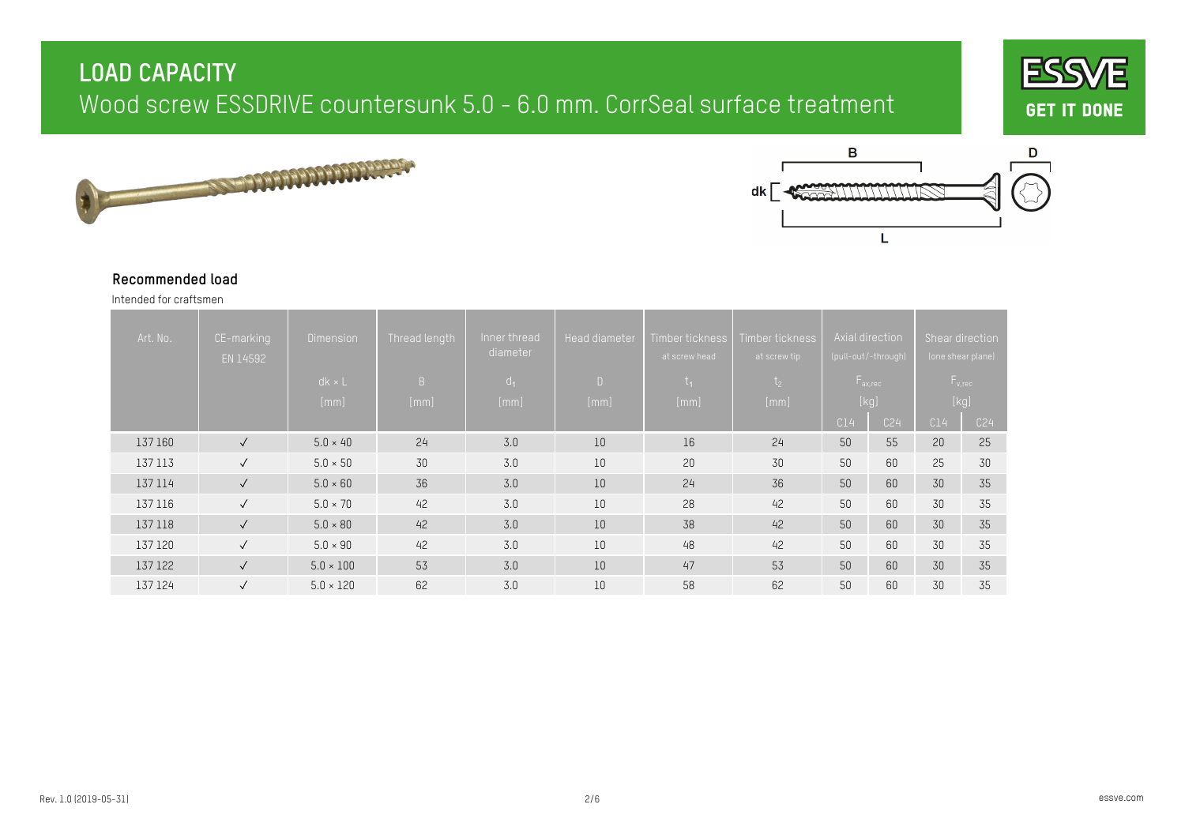# LOAD CAPACITY

## Wood screw ESSDRIVE countersunk 5.0 - 6.0 mm. CorrSeal surface treatment

ESSVE GET IT DONE

B, D, dk, L

### Recommended load

Intended for craftsmen

| Art. No. | CE-marking EN 14592 | Dimension dk × L [mm] | Thread length B [mm] | Inner thread diameter $d_1$ [mm] | Head diameter D [mm] | Timber tickness at screw head $t_1$ [mm] | Timber tickness at screw tip $t_2$ [mm] | Axial direction (pull-out/-through) $F_{ax,rec}$ [kg] | | Shear direction (one shear plane) $F_{v,rec}$ [kg] | |
|---|---|---|---|---|---|---|---|---|---|---|---|
| | | | | | | | | C14 | C24 | C14 | C24 |
| 137 160 | ✓ | 5.0 × 40 | 24 | 3.0 | 10 | 16 | 24 | 50 | 55 | 20 | 25 |
| 137 113 | ✓ | 5.0 × 50 | 30 | 3.0 | 10 | 20 | 30 | 50 | 60 | 25 | 30 |
| 137 114 | ✓ | 5.0 × 60 | 36 | 3.0 | 10 | 24 | 36 | 50 | 60 | 30 | 35 |
| 137 116 | ✓ | 5.0 × 70 | 42 | 3.0 | 10 | 28 | 42 | 50 | 60 | 30 | 35 |
| 137 118 | ✓ | 5.0 × 80 | 42 | 3.0 | 10 | 38 | 42 | 50 | 60 | 30 | 35 |
| 137 120 | ✓ | 5.0 × 90 | 42 | 3.0 | 10 | 48 | 42 | 50 | 60 | 30 | 35 |
| 137 122 | ✓ | 5.0 × 100 | 53 | 3.0 | 10 | 47 | 53 | 50 | 60 | 30 | 35 |
| 137 124 | ✓ | 5.0 × 120 | 62 | 3.0 | 10 | 58 | 62 | 50 | 60 | 30 | 35 |

Rev. 1.0 (2019-05-31)

essve.com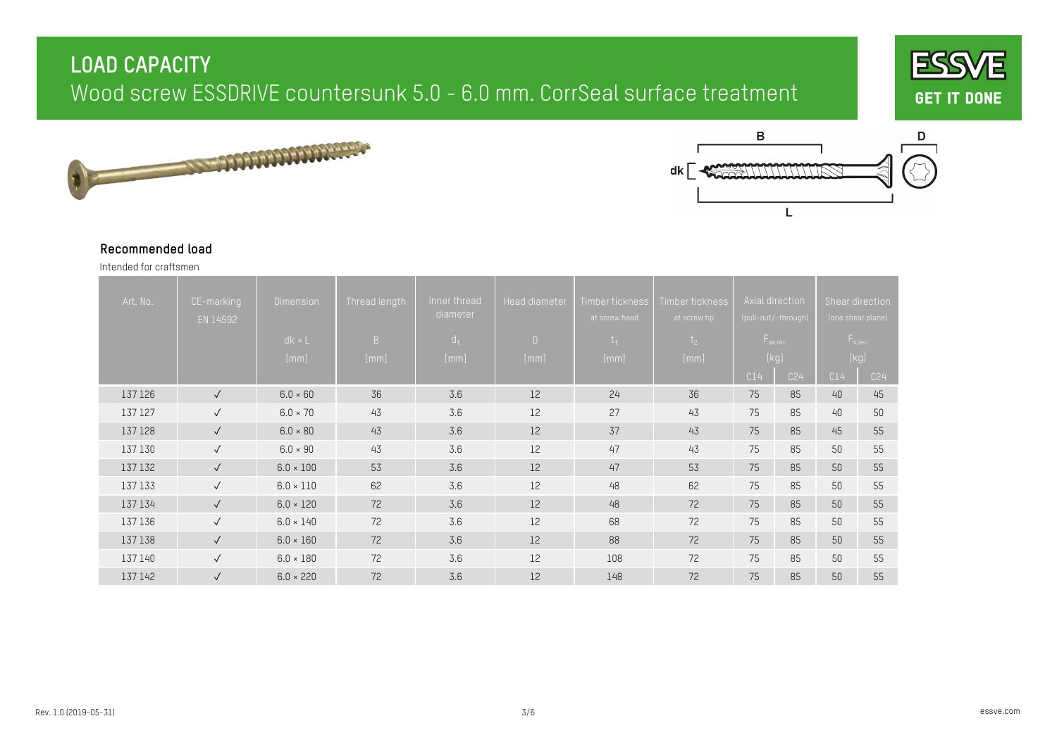# LOAD CAPACITY

## Wood screw ESSDRIVE countersunk 5.0 - 6.0 mm. CorrSeal surface treatment

### Recommended load

Intended for craftsmen

| Art. No. | CE-marking EN 14592 | Dimension $dk \times L$ [mm] | Thread length B [mm] | Inner thread diameter $d_1$ [mm] | Head diameter D [mm] | Timber tickness at screw head $t_1$ [mm] | Timber tickness at screw tip $t_2$ [mm] | Axial direction (pull-out/-through) $F_{ax,rec}$ [kg] |  | Shear direction (one shear plane) $F_{v,rec}$ [kg] |  |
|---|---|---|---|---|---|---|---|---|---|---|---|
|  |  |  |  |  |  |  |  | C14 | C24 | C14 | C24 |
| 137 126 | ✓ | 6.0 × 60 | 36 | 3.6 | 12 | 24 | 36 | 75 | 85 | 40 | 45 |
| 137 127 | ✓ | 6.0 × 70 | 43 | 3.6 | 12 | 27 | 43 | 75 | 85 | 40 | 50 |
| 137 128 | ✓ | 6.0 × 80 | 43 | 3.6 | 12 | 37 | 43 | 75 | 85 | 45 | 55 |
| 137 130 | ✓ | 6.0 × 90 | 43 | 3.6 | 12 | 47 | 43 | 75 | 85 | 50 | 55 |
| 137 132 | ✓ | 6.0 × 100 | 53 | 3.6 | 12 | 47 | 53 | 75 | 85 | 50 | 55 |
| 137 133 | ✓ | 6.0 × 110 | 62 | 3.6 | 12 | 48 | 62 | 75 | 85 | 50 | 55 |
| 137 134 | ✓ | 6.0 × 120 | 72 | 3.6 | 12 | 48 | 72 | 75 | 85 | 50 | 55 |
| 137 136 | ✓ | 6.0 × 140 | 72 | 3.6 | 12 | 68 | 72 | 75 | 85 | 50 | 55 |
| 137 138 | ✓ | 6.0 × 160 | 72 | 3.6 | 12 | 88 | 72 | 75 | 85 | 50 | 55 |
| 137 140 | ✓ | 6.0 × 180 | 72 | 3.6 | 12 | 108 | 72 | 75 | 85 | 50 | 55 |
| 137 142 | ✓ | 6.0 × 220 | 72 | 3.6 | 12 | 148 | 72 | 75 | 85 | 50 | 55 |

Rev. 1.0 (2019-05-31)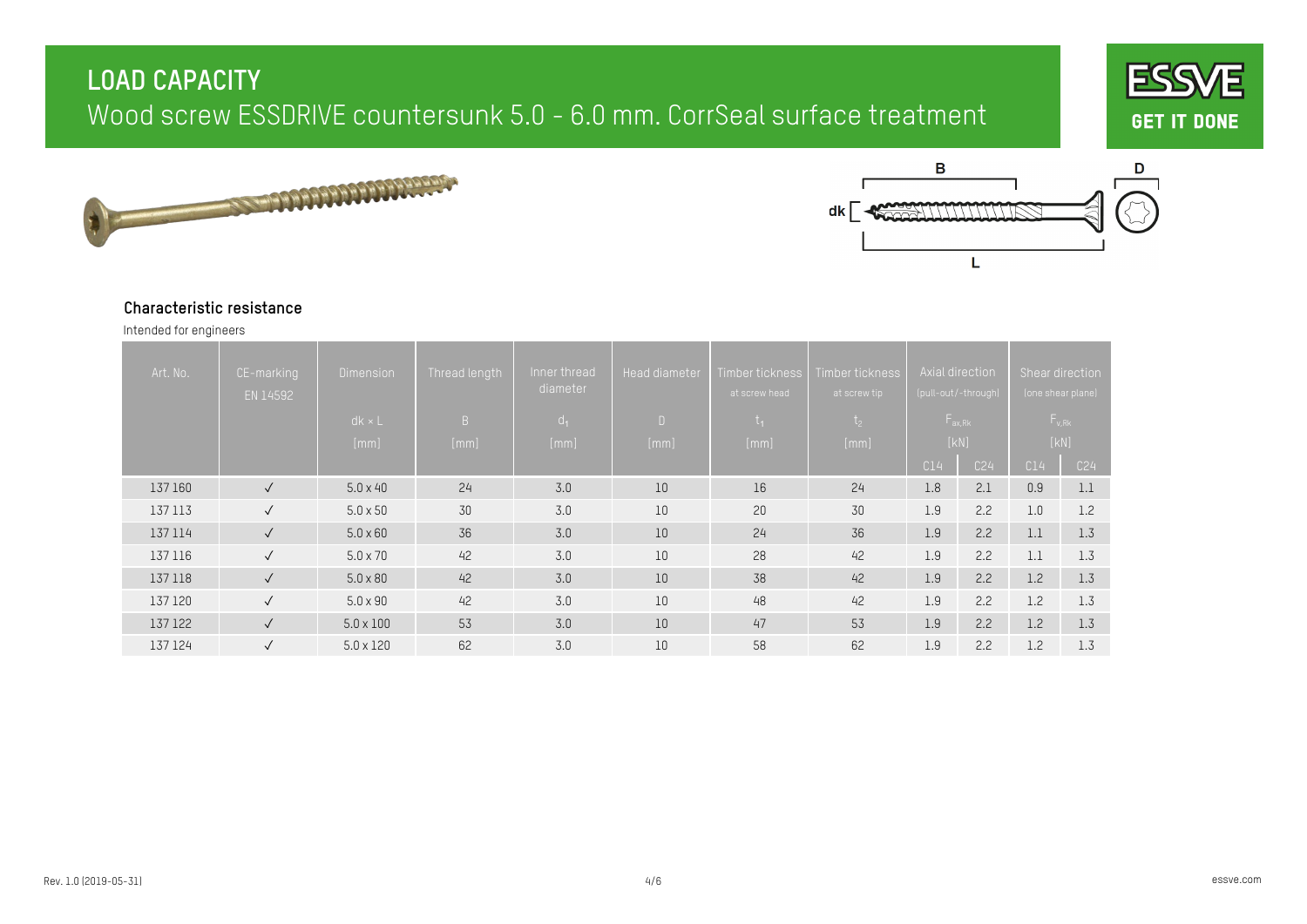# LOAD CAPACITY

## Wood screw ESSDRIVE countersunk 5.0 - 6.0 mm. CorrSeal surface treatment

### Characteristic resistance

Intended for engineers

| Art. No. | CE-marking EN 14592 | Dimension $dk \times L$ [mm] | Thread length B [mm] | Inner thread diameter $d_1$ [mm] | Head diameter D [mm] | Timber tickness at screw head $t_1$ [mm] | Timber tickness at screw tip $t_2$ [mm] | Axial direction (pull-out/-through) $F_{ax,Rk}$ [kN] | | Shear direction (one shear plane) $F_{v,Rk}$ [kN] | |
|---|---|---|---|---|---|---|---|---|---|---|---|
| | | | | | | | | C14 | C24 | C14 | C24 |
| 137 160 | ✓ | 5.0 x 40 | 24 | 3.0 | 10 | 16 | 24 | 1.8 | 2.1 | 0.9 | 1.1 |
| 137 113 | ✓ | 5.0 x 50 | 30 | 3.0 | 10 | 20 | 30 | 1.9 | 2.2 | 1.0 | 1.2 |
| 137 114 | ✓ | 5.0 x 60 | 36 | 3.0 | 10 | 24 | 36 | 1.9 | 2.2 | 1.1 | 1.3 |
| 137 116 | ✓ | 5.0 x 70 | 42 | 3.0 | 10 | 28 | 42 | 1.9 | 2.2 | 1.1 | 1.3 |
| 137 118 | ✓ | 5.0 x 80 | 42 | 3.0 | 10 | 38 | 42 | 1.9 | 2.2 | 1.2 | 1.3 |
| 137 120 | ✓ | 5.0 x 90 | 42 | 3.0 | 10 | 48 | 42 | 1.9 | 2.2 | 1.2 | 1.3 |
| 137 122 | ✓ | 5.0 x 100 | 53 | 3.0 | 10 | 47 | 53 | 1.9 | 2.2 | 1.2 | 1.3 |
| 137 124 | ✓ | 5.0 x 120 | 62 | 3.0 | 10 | 58 | 62 | 1.9 | 2.2 | 1.2 | 1.3 |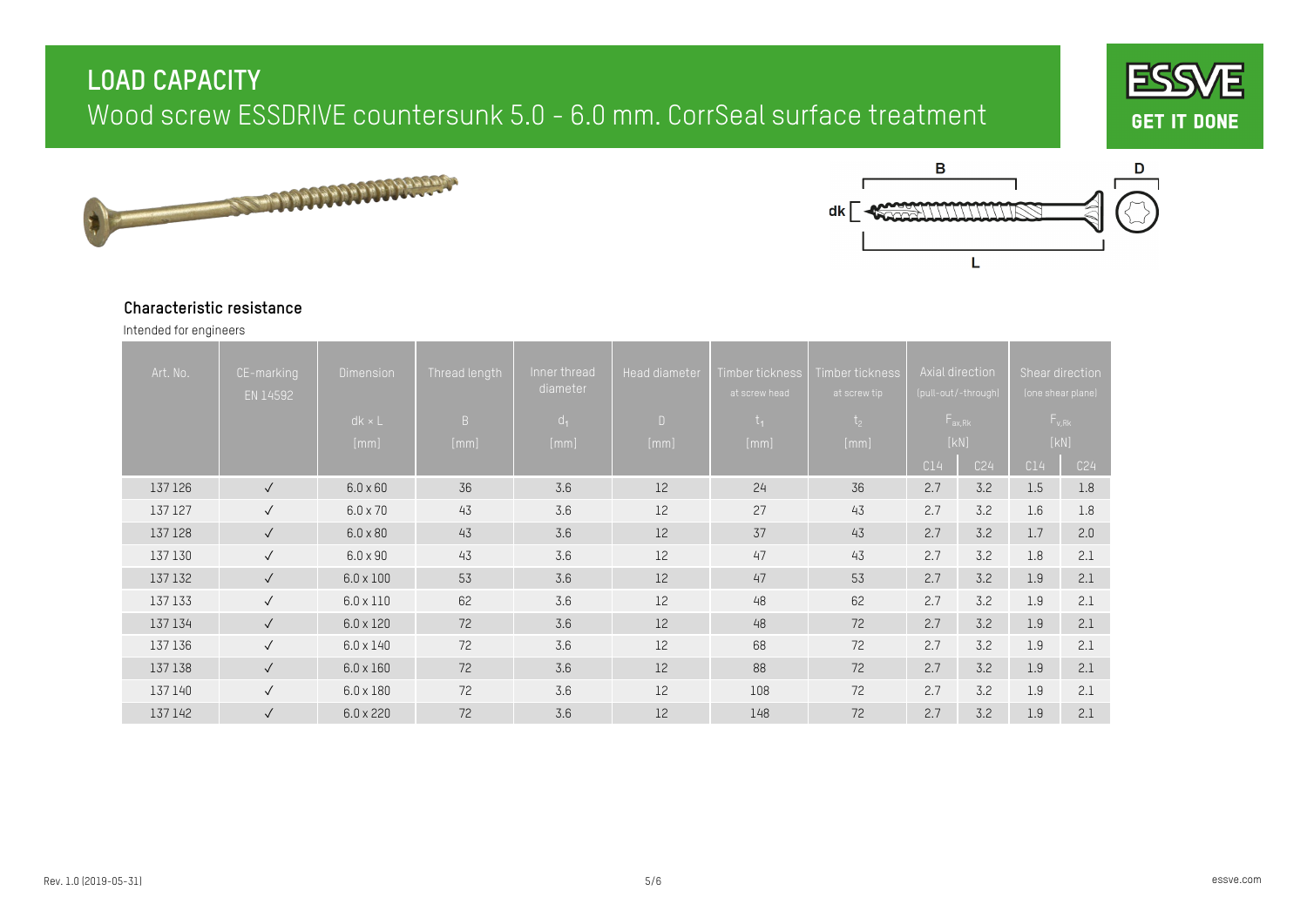# LOAD CAPACITY

Wood screw ESSDRIVE countersunk 5.0 - 6.0 mm. CorrSeal surface treatment

ESSVE GET IT DONE

B D dk L

## Characteristic resistance

Intended for engineers

| Art. No. | CE-marking EN 14592 | Dimension | Thread length | Inner thread diameter | Head diameter | Timber tickness at screw head | Timber tickness at screw tip | Axial direction (pull-out/-through) | | Shear direction (one shear plane) | |
|---|---|---|---|---|---|---|---|---|---|---|---|
| | | dk × L | B | $d_1$ | D | $t_1$ | $t_2$ | $F_{ax,Rk}$ | | $F_{v,Rk}$ | |
| | | [mm] | [mm] | [mm] | [mm] | [mm] | [mm] | [kN] | | [kN] | |
| | | | | | | | | C14 | C24 | C14 | C24 |
| 137 126 | ✓ | 6.0 x 60 | 36 | 3.6 | 12 | 24 | 36 | 2.7 | 3.2 | 1.5 | 1.8 |
| 137 127 | ✓ | 6.0 x 70 | 43 | 3.6 | 12 | 27 | 43 | 2.7 | 3.2 | 1.6 | 1.8 |
| 137 128 | ✓ | 6.0 x 80 | 43 | 3.6 | 12 | 37 | 43 | 2.7 | 3.2 | 1.7 | 2.0 |
| 137 130 | ✓ | 6.0 x 90 | 43 | 3.6 | 12 | 47 | 43 | 2.7 | 3.2 | 1.8 | 2.1 |
| 137 132 | ✓ | 6.0 x 100 | 53 | 3.6 | 12 | 47 | 53 | 2.7 | 3.2 | 1.9 | 2.1 |
| 137 133 | ✓ | 6.0 x 110 | 62 | 3.6 | 12 | 48 | 62 | 2.7 | 3.2 | 1.9 | 2.1 |
| 137 134 | ✓ | 6.0 x 120 | 72 | 3.6 | 12 | 48 | 72 | 2.7 | 3.2 | 1.9 | 2.1 |
| 137 136 | ✓ | 6.0 x 140 | 72 | 3.6 | 12 | 68 | 72 | 2.7 | 3.2 | 1.9 | 2.1 |
| 137 138 | ✓ | 6.0 x 160 | 72 | 3.6 | 12 | 88 | 72 | 2.7 | 3.2 | 1.9 | 2.1 |
| 137 140 | ✓ | 6.0 x 180 | 72 | 3.6 | 12 | 108 | 72 | 2.7 | 3.2 | 1.9 | 2.1 |
| 137 142 | ✓ | 6.0 x 220 | 72 | 3.6 | 12 | 148 | 72 | 2.7 | 3.2 | 1.9 | 2.1 |

Rev. 1.0 (2019-05-31)

essve.com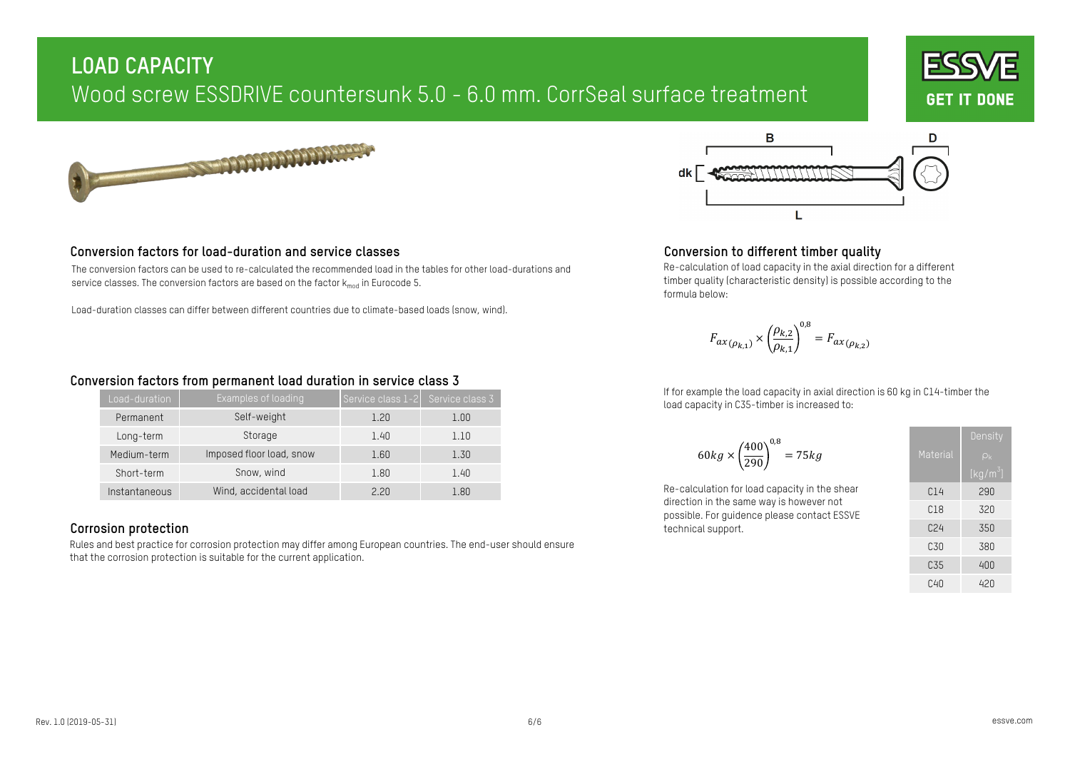# LOAD CAPACITY

## Wood screw ESSDRIVE countersunk 5.0 - 6.0 mm. CorrSeal surface treatment

ESSVE GET IT DONE

B

D

dk

L

### Conversion factors for load-duration and service classes

The conversion factors can be used to re-calculated the recommended load in the tables for other load-durations and service classes. The conversion factors are based on the factor $k_{mod}$ in Eurocode 5.

Load-duration classes can differ between different countries due to climate-based loads (snow, wind).

### Conversion factors from permanent load duration in service class 3

| Load-duration | Examples of loading | Service class 1-2 | Service class 3 |
|---|---|---|---|
| Permanent | Self-weight | 1.20 | 1.00 |
| Long-term | Storage | 1.40 | 1.10 |
| Medium-term | Imposed floor load, snow | 1.60 | 1.30 |
| Short-term | Snow, wind | 1.80 | 1.40 |
| Instantaneous | Wind, accidental load | 2.20 | 1.80 |

### Corrosion protection

Rules and best practice for corrosion protection may differ among European countries. The end-user should ensure that the corrosion protection is suitable for the current application.

### Conversion to different timber quality

Re-calculation of load capacity in the axial direction for a different timber quality (characteristic density) is possible according to the formula below:

$$F_{ax(\rho_{k,1})} \times \left(\frac{\rho_{k,2}}{\rho_{k,1}}\right)^{0,8} = F_{ax(\rho_{k,2})}$$

If for example the load capacity in axial direction is 60 kg in C14-timber the load capacity in C35-timber is increased to:

$$60kg \times \left(\frac{400}{290}\right)^{0,8} = 75kg$$

Re-calculation for load capacity in the shear direction in the same way is however not possible. For guidence please contact ESSVE technical support.

| Material | Density $\rho_k$ [kg/m$^3$] |
|---|---|
| C14 | 290 |
| C18 | 320 |
| C24 | 350 |
| C30 | 380 |
| C35 | 400 |
| C40 | 420 |

Rev. 1.0 (2019-05-31)

essve.com